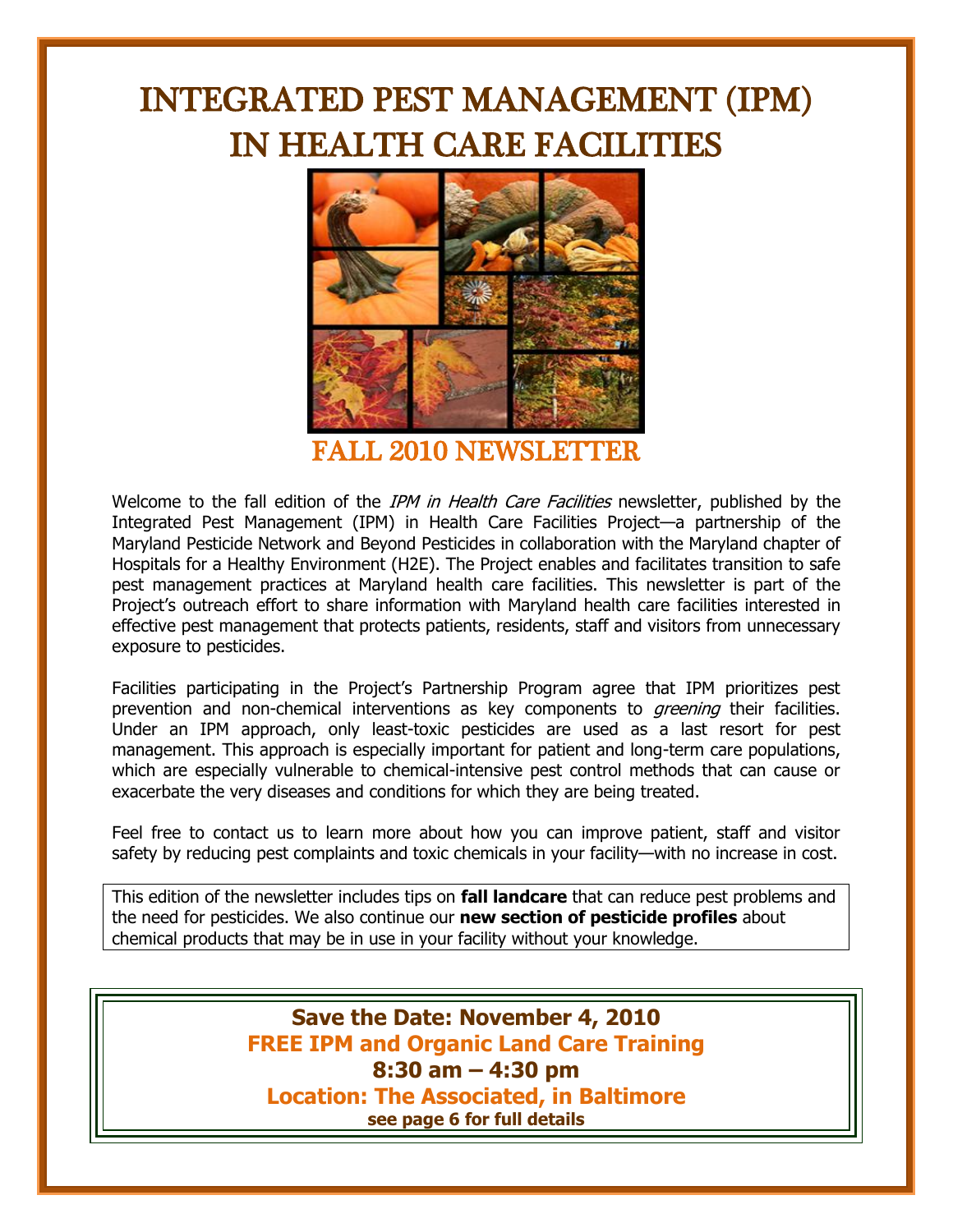# INTEGRATED PEST MANAGEMENT (IPM) IN HEALTH CARE FACILITIES

## FALL 2010 NEWSLETTER

Welcome to the fall edition of the *IPM in Health Care Facilities* newsletter, published by the Integrated Pest Management (IPM) in Health Care Facilities Project—a partnership of the Maryland Pesticide Network and Beyond Pesticides in collaboration with the Maryland chapter of Hospitals for a Healthy Environment (H2E). The Project enables and facilitates transition to safe pest management practices at Maryland health care facilities. This newsletter is part of the Project's outreach effort to share information with Maryland health care facilities interested in effective pest management that protects patients, residents, staff and visitors from unnecessary exposure to pesticides.

Facilities participating in the Project's Partnership Program agree that IPM prioritizes pest prevention and non-chemical interventions as key components to *greening* their facilities. Under an IPM approach, only least-toxic pesticides are used as a last resort for pest management. This approach is especially important for patient and long-term care populations, which are especially vulnerable to chemical-intensive pest control methods that can cause or exacerbate the very diseases and conditions for which they are being treated.

Feel free to contact us to learn more about how you can improve patient, staff and visitor safety by reducing pest complaints and toxic chemicals in your facility—with no increase in cost.

This edition of the newsletter includes tips on **fall landcare** that can reduce pest problems and the need for pesticides. We also continue our **new section of pesticide profiles** about chemical products that may be in use in your facility without your knowledge.

**Save the Date: November 4, 2010**
**FREE IPM and Organic Land Care Training**
**8:30 am – 4:30 pm**
**Location: The Associated, in Baltimore**
**see page 6 for full details**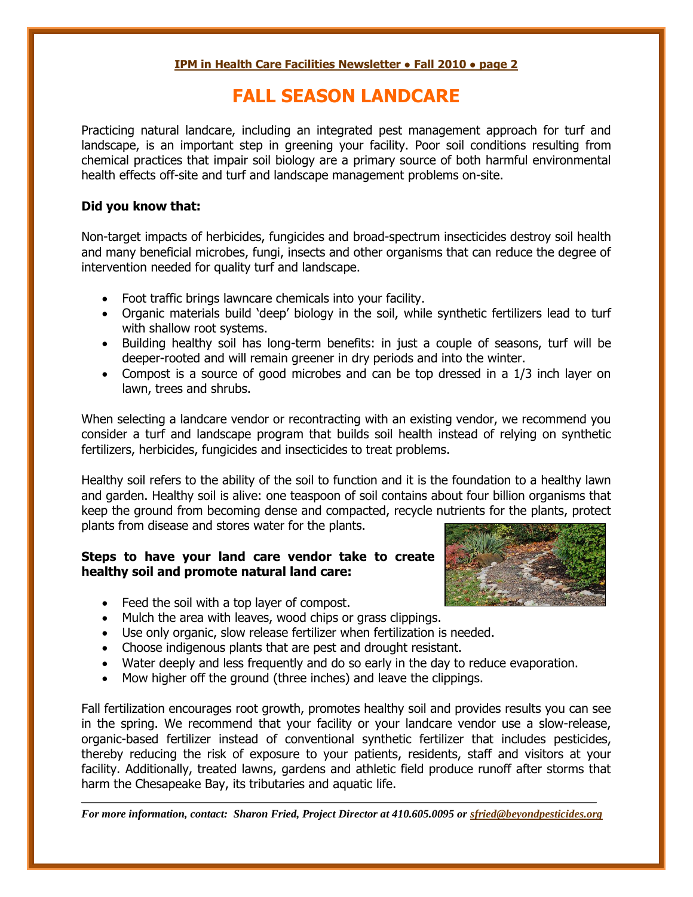# FALL SEASON LANDCARE

Practicing natural landcare, including an integrated pest management approach for turf and landscape, is an important step in greening your facility. Poor soil conditions resulting from chemical practices that impair soil biology are a primary source of both harmful environmental health effects off-site and turf and landscape management problems on-site.

**Did you know that:**

Non-target impacts of herbicides, fungicides and broad-spectrum insecticides destroy soil health and many beneficial microbes, fungi, insects and other organisms that can reduce the degree of intervention needed for quality turf and landscape.

- Foot traffic brings lawncare chemicals into your facility.
- Organic materials build 'deep' biology in the soil, while synthetic fertilizers lead to turf with shallow root systems.
- Building healthy soil has long-term benefits: in just a couple of seasons, turf will be deeper-rooted and will remain greener in dry periods and into the winter.
- Compost is a source of good microbes and can be top dressed in a 1/3 inch layer on lawn, trees and shrubs.

When selecting a landcare vendor or recontracting with an existing vendor, we recommend you consider a turf and landscape program that builds soil health instead of relying on synthetic fertilizers, herbicides, fungicides and insecticides to treat problems.

Healthy soil refers to the ability of the soil to function and it is the foundation to a healthy lawn and garden. Healthy soil is alive: one teaspoon of soil contains about four billion organisms that keep the ground from becoming dense and compacted, recycle nutrients for the plants, protect plants from disease and stores water for the plants.

**Steps to have your land care vendor take to create healthy soil and promote natural land care:**

- Feed the soil with a top layer of compost.
- Mulch the area with leaves, wood chips or grass clippings.
- Use only organic, slow release fertilizer when fertilization is needed.
- Choose indigenous plants that are pest and drought resistant.
- Water deeply and less frequently and do so early in the day to reduce evaporation.
- Mow higher off the ground (three inches) and leave the clippings.

Fall fertilization encourages root growth, promotes healthy soil and provides results you can see in the spring. We recommend that your facility or your landcare vendor use a slow-release, organic-based fertilizer instead of conventional synthetic fertilizer that includes pesticides, thereby reducing the risk of exposure to your patients, residents, staff and visitors at your facility. Additionally, treated lawns, gardens and athletic field produce runoff after storms that harm the Chesapeake Bay, its tributaries and aquatic life.

---

*For more information, contact: Sharon Fried, Project Director at 410.605.0095 or sfried@beyondpesticides.org*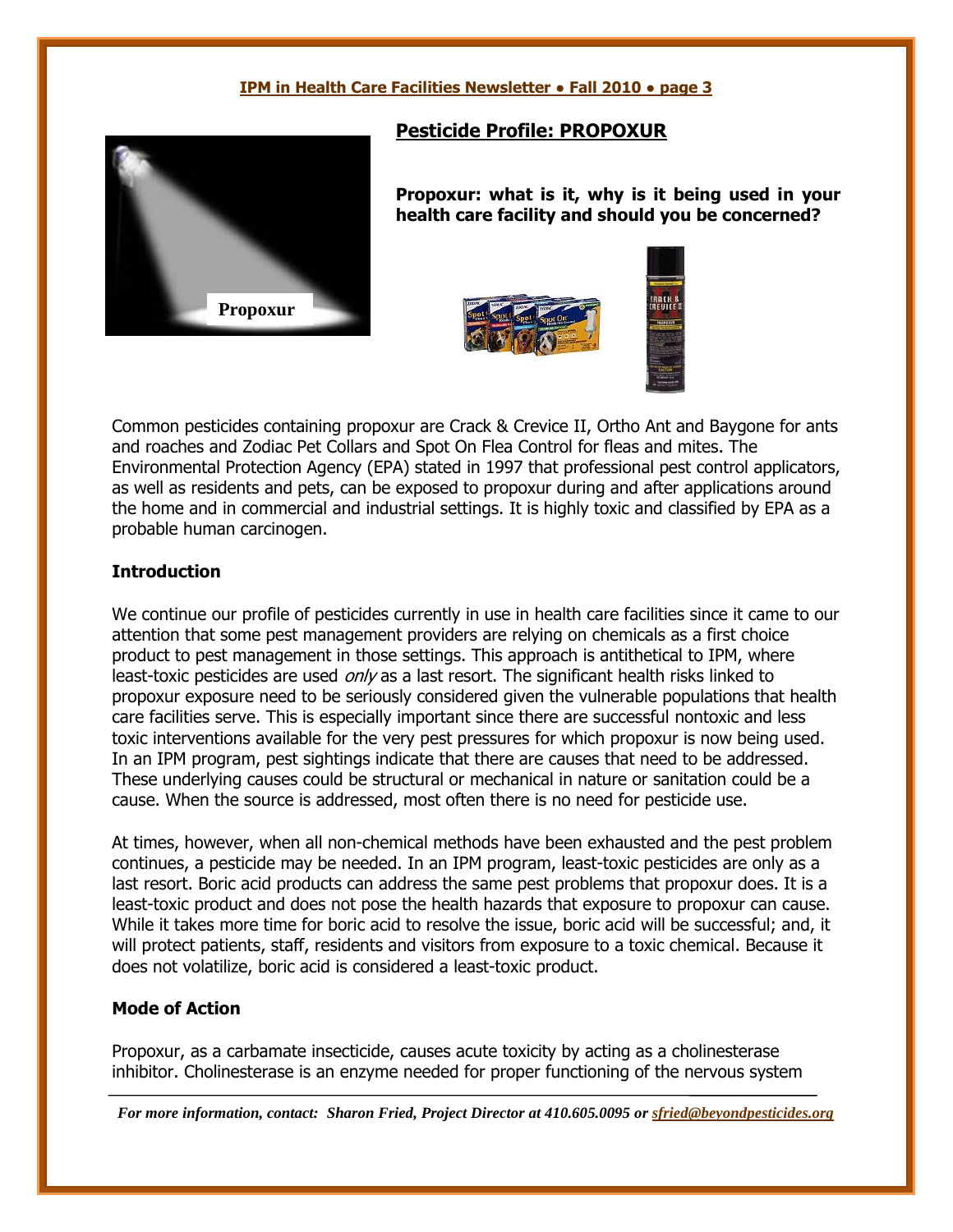## Pesticide Profile: PROPOXUR

**Propoxur: what is it, why is it being used in your health care facility and should you be concerned?**

Common pesticides containing propoxur are Crack & Crevice II, Ortho Ant and Baygone for ants and roaches and Zodiac Pet Collars and Spot On Flea Control for fleas and mites. The Environmental Protection Agency (EPA) stated in 1997 that professional pest control applicators, as well as residents and pets, can be exposed to propoxur during and after applications around the home and in commercial and industrial settings. It is highly toxic and classified by EPA as a probable human carcinogen.

### Introduction

We continue our profile of pesticides currently in use in health care facilities since it came to our attention that some pest management providers are relying on chemicals as a first choice product to pest management in those settings. This approach is antithetical to IPM, where least-toxic pesticides are used *only* as a last resort. The significant health risks linked to propoxur exposure need to be seriously considered given the vulnerable populations that health care facilities serve. This is especially important since there are successful nontoxic and less toxic interventions available for the very pest pressures for which propoxur is now being used. In an IPM program, pest sightings indicate that there are causes that need to be addressed. These underlying causes could be structural or mechanical in nature or sanitation could be a cause. When the source is addressed, most often there is no need for pesticide use.

At times, however, when all non-chemical methods have been exhausted and the pest problem continues, a pesticide may be needed. In an IPM program, least-toxic pesticides are only as a last resort. Boric acid products can address the same pest problems that propoxur does. It is a least-toxic product and does not pose the health hazards that exposure to propoxur can cause. While it takes more time for boric acid to resolve the issue, boric acid will be successful; and, it will protect patients, staff, residents and visitors from exposure to a toxic chemical. Because it does not volatilize, boric acid is considered a least-toxic product.

### Mode of Action

Propoxur, as a carbamate insecticide, causes acute toxicity by acting as a cholinesterase inhibitor. Cholinesterase is an enzyme needed for proper functioning of the nervous system

*For more information, contact: Sharon Fried, Project Director at 410.605.0095 or sfried@beyondpesticides.org*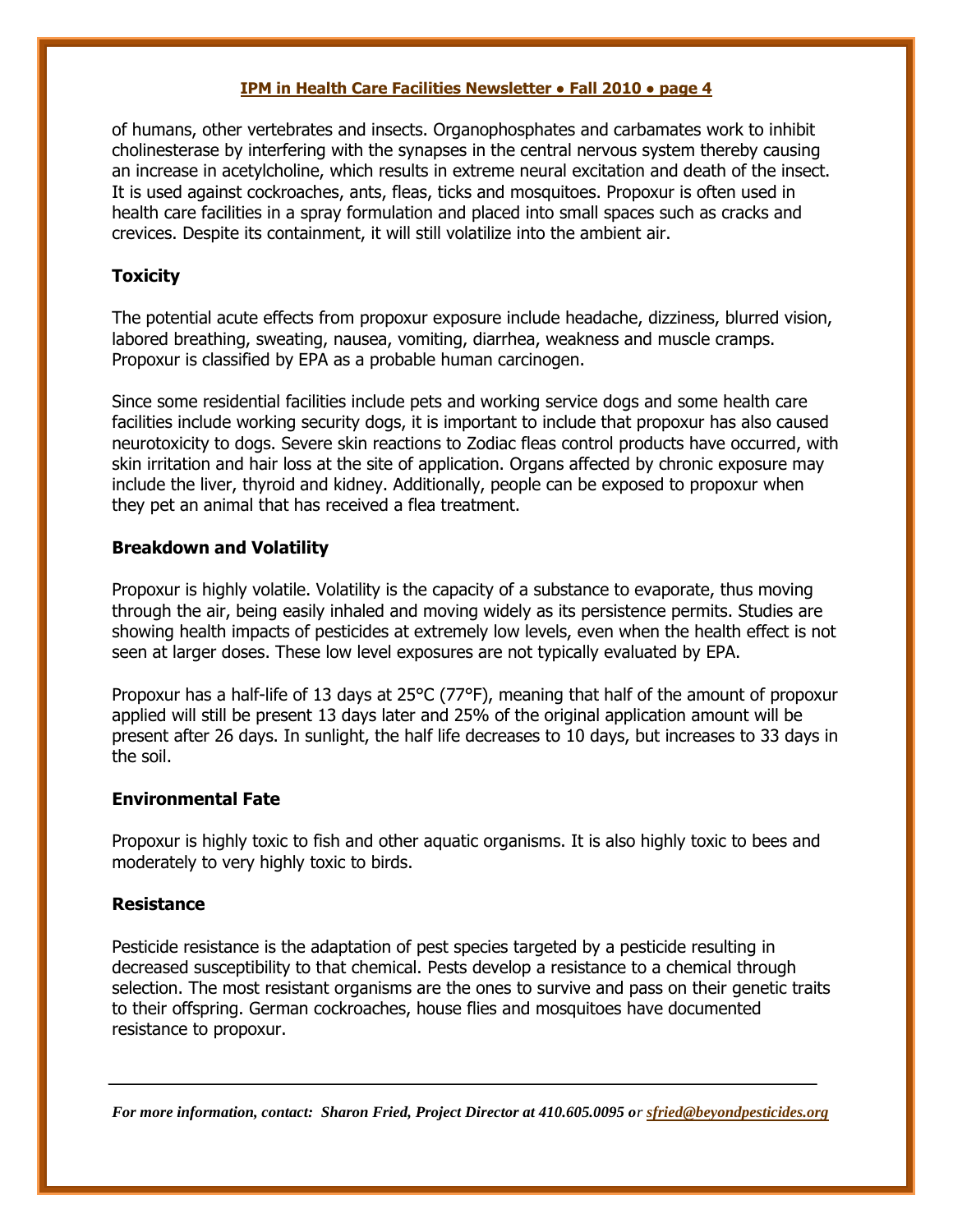of humans, other vertebrates and insects. Organophosphates and carbamates work to inhibit cholinesterase by interfering with the synapses in the central nervous system thereby causing an increase in acetylcholine, which results in extreme neural excitation and death of the insect. It is used against cockroaches, ants, fleas, ticks and mosquitoes. Propoxur is often used in health care facilities in a spray formulation and placed into small spaces such as cracks and crevices. Despite its containment, it will still volatilize into the ambient air.

## Toxicity

The potential acute effects from propoxur exposure include headache, dizziness, blurred vision, labored breathing, sweating, nausea, vomiting, diarrhea, weakness and muscle cramps. Propoxur is classified by EPA as a probable human carcinogen.

Since some residential facilities include pets and working service dogs and some health care facilities include working security dogs, it is important to include that propoxur has also caused neurotoxicity to dogs. Severe skin reactions to Zodiac fleas control products have occurred, with skin irritation and hair loss at the site of application. Organs affected by chronic exposure may include the liver, thyroid and kidney. Additionally, people can be exposed to propoxur when they pet an animal that has received a flea treatment.

## Breakdown and Volatility

Propoxur is highly volatile. Volatility is the capacity of a substance to evaporate, thus moving through the air, being easily inhaled and moving widely as its persistence permits. Studies are showing health impacts of pesticides at extremely low levels, even when the health effect is not seen at larger doses. These low level exposures are not typically evaluated by EPA.

Propoxur has a half-life of 13 days at 25°C (77°F), meaning that half of the amount of propoxur applied will still be present 13 days later and 25% of the original application amount will be present after 26 days. In sunlight, the half life decreases to 10 days, but increases to 33 days in the soil.

## Environmental Fate

Propoxur is highly toxic to fish and other aquatic organisms. It is also highly toxic to bees and moderately to very highly toxic to birds.

## Resistance

Pesticide resistance is the adaptation of pest species targeted by a pesticide resulting in decreased susceptibility to that chemical. Pests develop a resistance to a chemical through selection. The most resistant organisms are the ones to survive and pass on their genetic traits to their offspring. German cockroaches, house flies and mosquitoes have documented resistance to propoxur.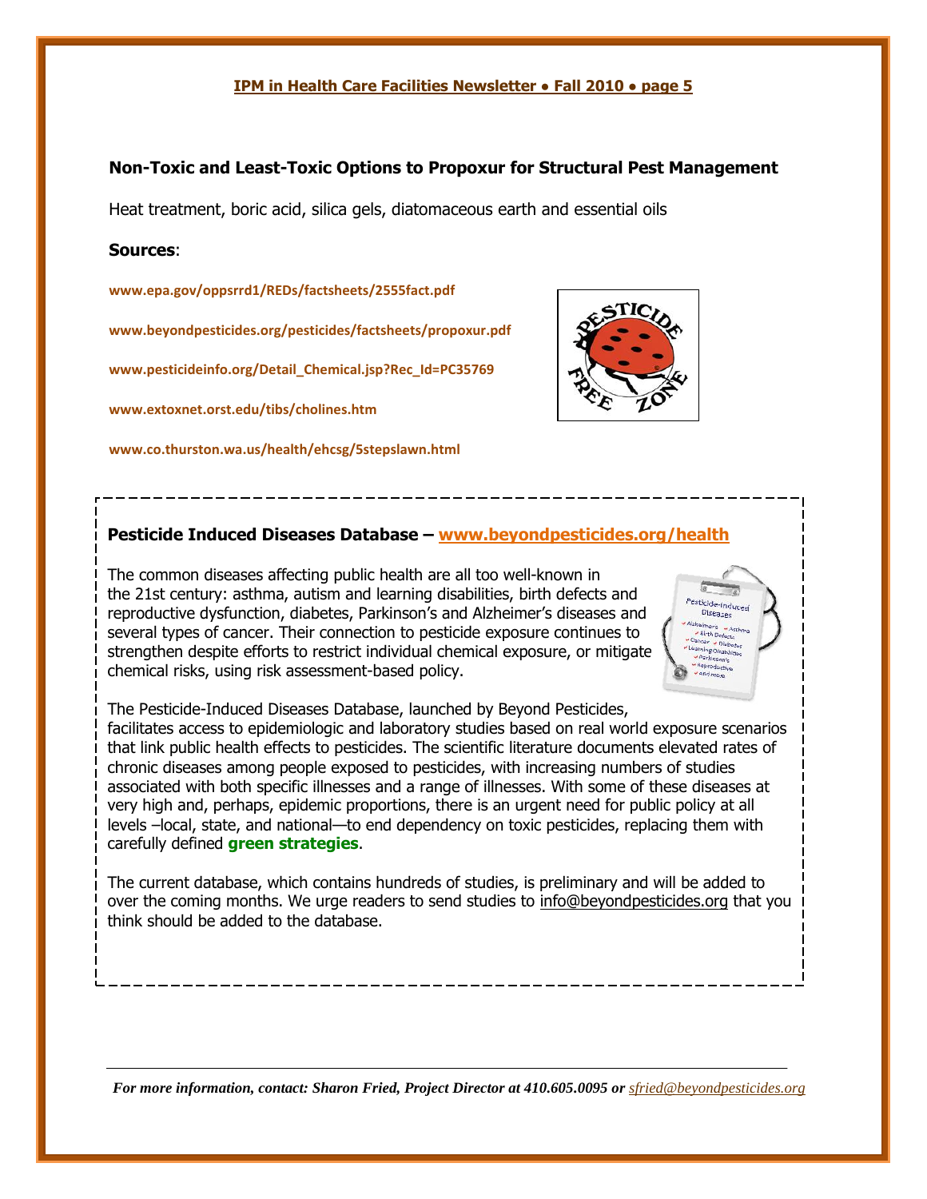## Non-Toxic and Least-Toxic Options to Propoxur for Structural Pest Management

Heat treatment, boric acid, silica gels, diatomaceous earth and essential oils

**Sources**:

www.epa.gov/oppsrrd1/REDs/factsheets/2555fact.pdf

www.beyondpesticides.org/pesticides/factsheets/propoxur.pdf

www.pesticideinfo.org/Detail_Chemical.jsp?Rec_Id=PC35769

www.extoxnet.orst.edu/tibs/cholines.htm

www.co.thurston.wa.us/health/ehcsg/5stepslawn.html

## Pesticide Induced Diseases Database – www.beyondpesticides.org/health

The common diseases affecting public health are all too well-known in the 21st century: asthma, autism and learning disabilities, birth defects and reproductive dysfunction, diabetes, Parkinson's and Alzheimer's diseases and several types of cancer. Their connection to pesticide exposure continues to strengthen despite efforts to restrict individual chemical exposure, or mitigate chemical risks, using risk assessment-based policy.

The Pesticide-Induced Diseases Database, launched by Beyond Pesticides, facilitates access to epidemiologic and laboratory studies based on real world exposure scenarios that link public health effects to pesticides. The scientific literature documents elevated rates of chronic diseases among people exposed to pesticides, with increasing numbers of studies associated with both specific illnesses and a range of illnesses. With some of these diseases at very high and, perhaps, epidemic proportions, there is an urgent need for public policy at all levels –local, state, and national—to end dependency on toxic pesticides, replacing them with carefully defined **green strategies**.

The current database, which contains hundreds of studies, is preliminary and will be added to over the coming months. We urge readers to send studies to info@beyondpesticides.org that you think should be added to the database.

*For more information, contact: Sharon Fried, Project Director at 410.605.0095 or sfried@beyondpesticides.org*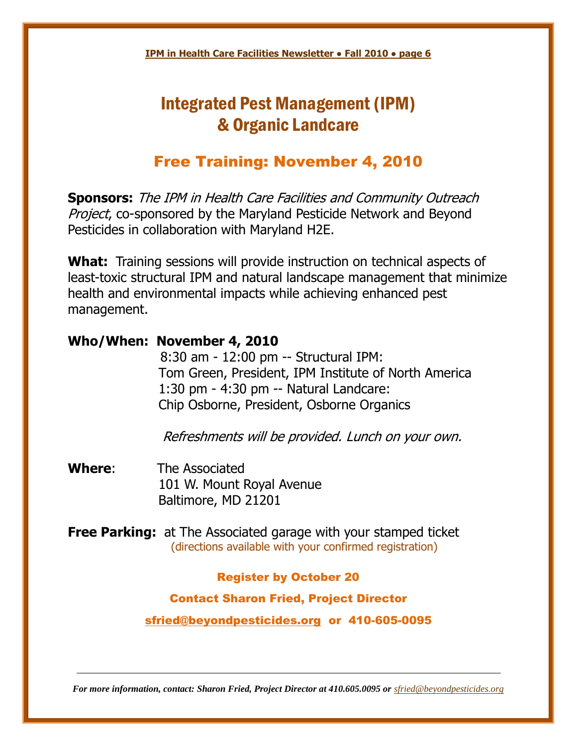# Integrated Pest Management (IPM) & Organic Landcare

## Free Training: November 4, 2010

**Sponsors:** *The IPM in Health Care Facilities and Community Outreach Project*, co-sponsored by the Maryland Pesticide Network and Beyond Pesticides in collaboration with Maryland H2E.

**What:** Training sessions will provide instruction on technical aspects of least-toxic structural IPM and natural landscape management that minimize health and environmental impacts while achieving enhanced pest management.

**Who/When: November 4, 2010**

8:30 am - 12:00 pm -- Structural IPM:
Tom Green, President, IPM Institute of North America

1:30 pm - 4:30 pm -- Natural Landcare:
Chip Osborne, President, Osborne Organics

*Refreshments will be provided. Lunch on your own.*

**Where**: The Associated
101 W. Mount Royal Avenue
Baltimore, MD 21201

**Free Parking:** at The Associated garage with your stamped ticket
(directions available with your confirmed registration)

**Register by October 20**

**Contact Sharon Fried, Project Director**

**sfried@beyondpesticides.org or 410-605-0095**

---

***For more information, contact: Sharon Fried, Project Director at 410.605.0095 or sfried@beyondpesticides.org***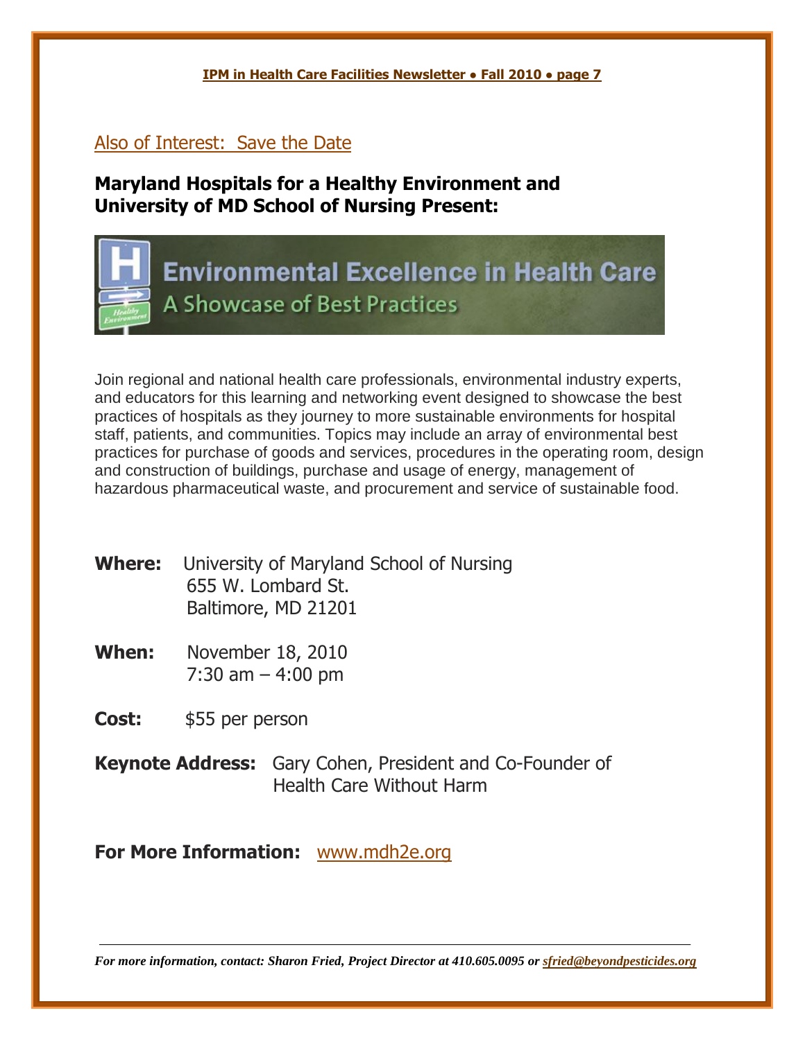## Also of Interest: Save the Date

**Maryland Hospitals for a Healthy Environment and University of MD School of Nursing Present:**

# Environmental Excellence in Health Care

## A Showcase of Best Practices

Join regional and national health care professionals, environmental industry experts, and educators for this learning and networking event designed to showcase the best practices of hospitals as they journey to more sustainable environments for hospital staff, patients, and communities. Topics may include an array of environmental best practices for purchase of goods and services, procedures in the operating room, design and construction of buildings, purchase and usage of energy, management of hazardous pharmaceutical waste, and procurement and service of sustainable food.

**Where:** University of Maryland School of Nursing
655 W. Lombard St.
Baltimore, MD 21201

**When:** November 18, 2010
7:30 am – 4:00 pm

**Cost:** $55 per person

**Keynote Address:** Gary Cohen, President and Co-Founder of Health Care Without Harm

**For More Information:** www.mdh2e.org

*For more information, contact: Sharon Fried, Project Director at 410.605.0095 or sfried@beyondpesticides.org*